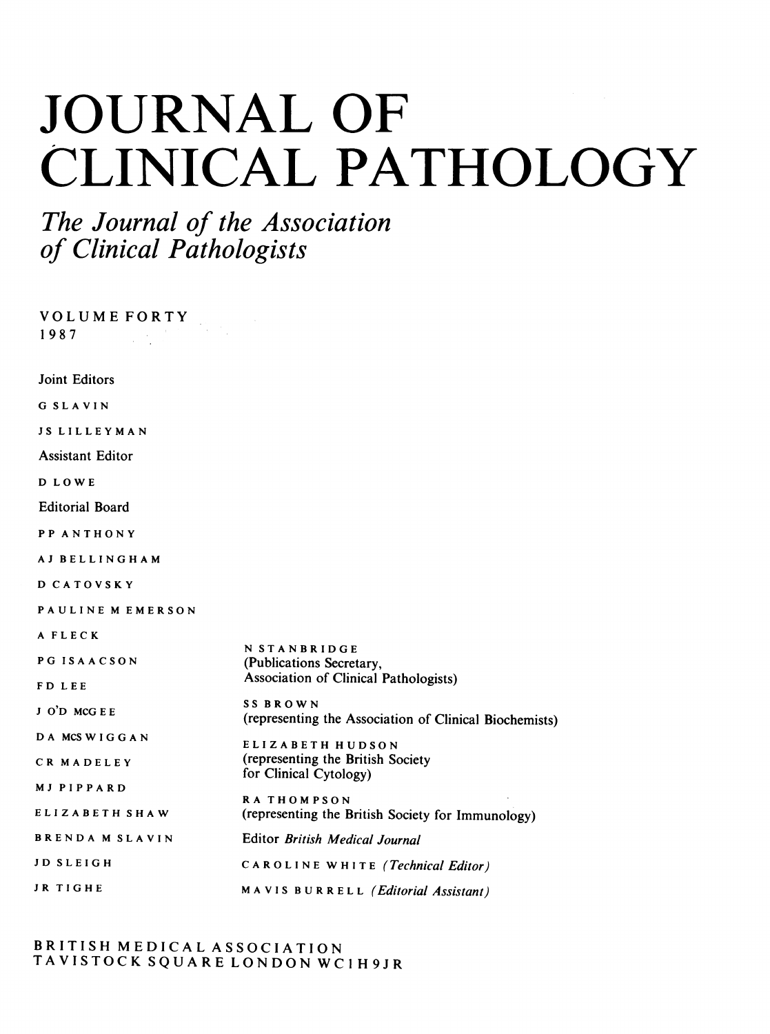# JOURNAL OF CLINICAL PATHOLOGY

## *The Journal of the Association of Clinical Pathologists*

VOLUME FORTY
1987

Joint Editors

G SLAVIN

JS LILLEYMAN

Assistant Editor

D LOWE

Editorial Board

PP ANTHONY

AJ BELLINGHAM

D CATOVSKY

PAULINE M EMERSON

A FLECK

PG ISAACSON

FD LEE

J O'D MCGEE

DA MCSWIGGAN

CR MADELEY

MJ PIPPARD

ELIZABETH SHAW

BRENDA M SLAVIN

JD SLEIGH

JR TIGHE

N STANBRIDGE
(Publications Secretary,
Association of Clinical Pathologists)

SS BROWN
(representing the Association of Clinical Biochemists)

ELIZABETH HUDSON
(representing the British Society
for Clinical Cytology)

RA THOMPSON
(representing the British Society for Immunology)

Editor *British Medical Journal*

CAROLINE WHITE *(Technical Editor)*

MAVIS BURRELL *(Editorial Assistant)*

BRITISH MEDICAL ASSOCIATION
TAVISTOCK SQUARE LONDON WC1H 9JR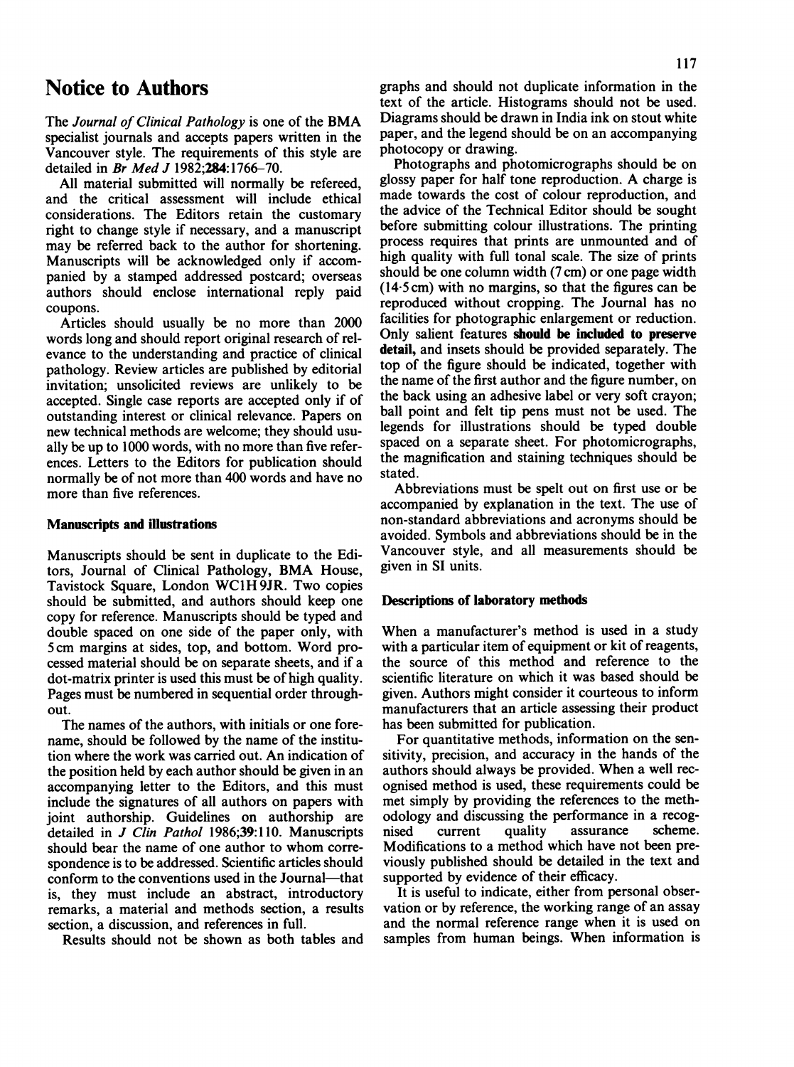# Notice to Authors

The *Journal of Clinical Pathology* is one of the BMA specialist journals and accepts papers written in the Vancouver style. The requirements of this style are detailed in *Br Med J* 1982;**284**:1766–70.

All material submitted will normally be refereed, and the critical assessment will include ethical considerations. The Editors retain the customary right to change style if necessary, and a manuscript may be referred back to the author for shortening. Manuscripts will be acknowledged only if accompanied by a stamped addressed postcard; overseas authors should enclose international reply paid coupons.

Articles should usually be no more than 2000 words long and should report original research of relevance to the understanding and practice of clinical pathology. Review articles are published by editorial invitation; unsolicited reviews are unlikely to be accepted. Single case reports are accepted only if of outstanding interest or clinical relevance. Papers on new technical methods are welcome; they should usually be up to 1000 words, with no more than five references. Letters to the Editors for publication should normally be of not more than 400 words and have no more than five references.

### Manuscripts and illustrations

Manuscripts should be sent in duplicate to the Editors, Journal of Clinical Pathology, BMA House, Tavistock Square, London WC1H 9JR. Two copies should be submitted, and authors should keep one copy for reference. Manuscripts should be typed and double spaced on one side of the paper only, with 5 cm margins at sides, top, and bottom. Word processed material should be on separate sheets, and if a dot-matrix printer is used this must be of high quality. Pages must be numbered in sequential order throughout.

The names of the authors, with initials or one forename, should be followed by the name of the institution where the work was carried out. An indication of the position held by each author should be given in an accompanying letter to the Editors, and this must include the signatures of all authors on papers with joint authorship. Guidelines on authorship are detailed in *J Clin Pathol* 1986;**39**:110. Manuscripts should bear the name of one author to whom correspondence is to be addressed. Scientific articles should conform to the conventions used in the Journal—that is, they must include an abstract, introductory remarks, a material and methods section, a results section, a discussion, and references in full.

Results should not be shown as both tables and graphs and should not duplicate information in the text of the article. Histograms should not be used. Diagrams should be drawn in India ink on stout white paper, and the legend should be on an accompanying photocopy or drawing.

Photographs and photomicrographs should be on glossy paper for half tone reproduction. A charge is made towards the cost of colour reproduction, and the advice of the Technical Editor should be sought before submitting colour illustrations. The printing process requires that prints are unmounted and of high quality with full tonal scale. The size of prints should be one column width (7 cm) or one page width (14·5 cm) with no margins, so that the figures can be reproduced without cropping. The Journal has no facilities for photographic enlargement or reduction. Only salient features **should be included to preserve detail,** and insets should be provided separately. The top of the figure should be indicated, together with the name of the first author and the figure number, on the back using an adhesive label or very soft crayon; ball point and felt tip pens must not be used. The legends for illustrations should be typed double spaced on a separate sheet. For photomicrographs, the magnification and staining techniques should be stated.

Abbreviations must be spelt out on first use or be accompanied by explanation in the text. The use of non-standard abbreviations and acronyms should be avoided. Symbols and abbreviations should be in the Vancouver style, and all measurements should be given in SI units.

### Descriptions of laboratory methods

When a manufacturer's method is used in a study with a particular item of equipment or kit of reagents, the source of this method and reference to the scientific literature on which it was based should be given. Authors might consider it courteous to inform manufacturers that an article assessing their product has been submitted for publication.

For quantitative methods, information on the sensitivity, precision, and accuracy in the hands of the authors should always be provided. When a well recognised method is used, these requirements could be met simply by providing the references to the methodology and discussing the performance in a recognised current quality assurance scheme. Modifications to a method which have not been previously published should be detailed in the text and supported by evidence of their efficacy.

It is useful to indicate, either from personal observation or by reference, the working range of an assay and the normal reference range when it is used on samples from human beings. When information is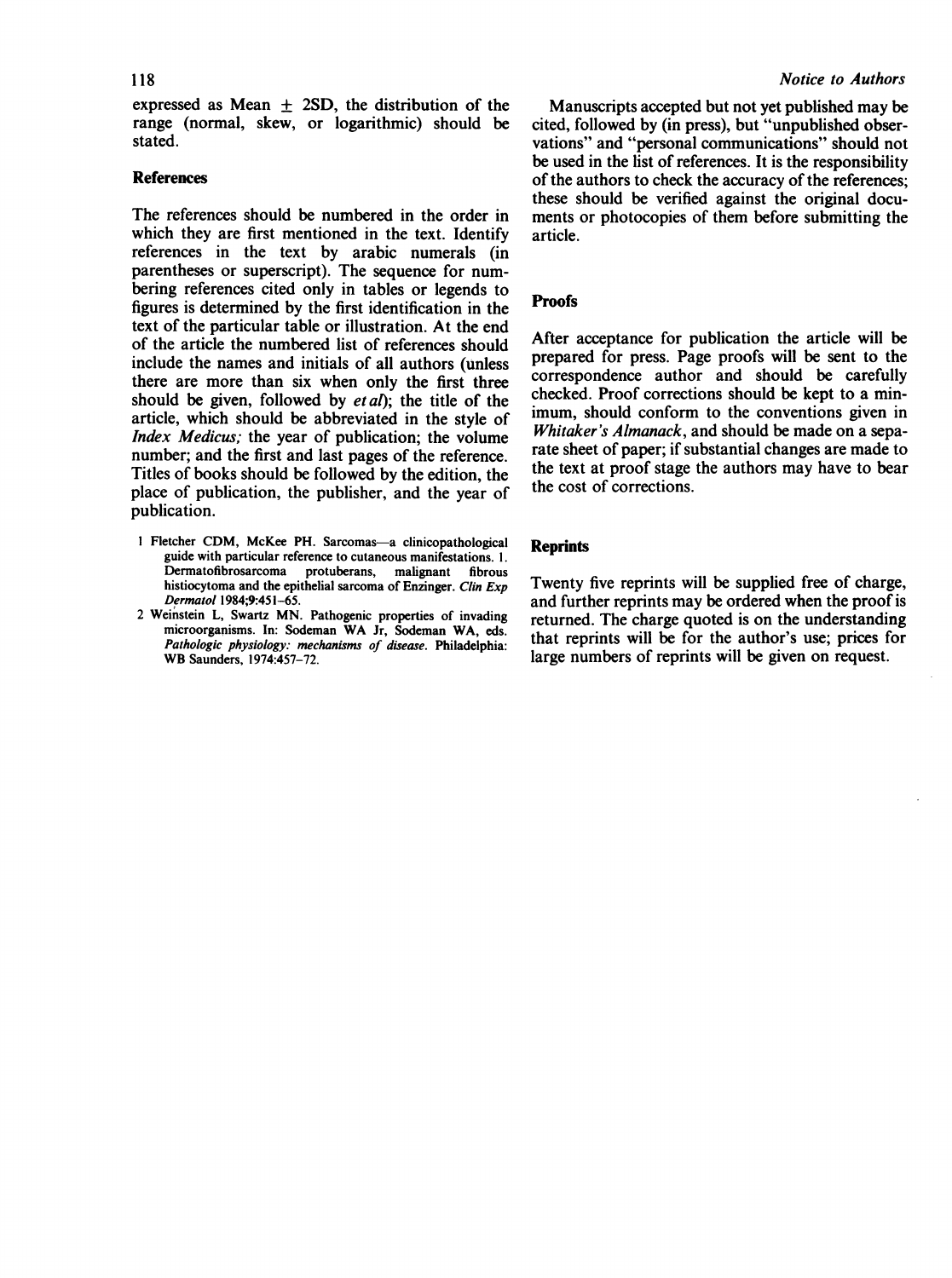expressed as Mean ± 2SD, the distribution of the range (normal, skew, or logarithmic) should be stated.

### References

The references should be numbered in the order in which they are first mentioned in the text. Identify references in the text by arabic numerals (in parentheses or superscript). The sequence for numbering references cited only in tables or legends to figures is determined by the first identification in the text of the particular table or illustration. At the end of the article the numbered list of references should include the names and initials of all authors (unless there are more than six when only the first three should be given, followed by *et al*); the title of the article, which should be abbreviated in the style of *Index Medicus;* the year of publication; the volume number; and the first and last pages of the reference. Titles of books should be followed by the edition, the place of publication, the publisher, and the year of publication.

1 Fletcher CDM, McKee PH. Sarcomas—a clinicopathological guide with particular reference to cutaneous manifestations. 1. Dermatofibrosarcoma protuberans, malignant fibrous histiocytoma and the epithelial sarcoma of Enzinger. *Clin Exp Dermatol* 1984;9:451–65.

2 Weinstein L, Swartz MN. Pathogenic properties of invading microorganisms. In: Sodeman WA Jr, Sodeman WA, eds. *Pathologic physiology: mechanisms of disease*. Philadelphia: WB Saunders, 1974:457–72.

Manuscripts accepted but not yet published may be cited, followed by (in press), but "unpublished observations" and "personal communications" should not be used in the list of references. It is the responsibility of the authors to check the accuracy of the references; these should be verified against the original documents or photocopies of them before submitting the article.

### Proofs

After acceptance for publication the article will be prepared for press. Page proofs will be sent to the correspondence author and should be carefully checked. Proof corrections should be kept to a minimum, should conform to the conventions given in *Whitaker's Almanack*, and should be made on a separate sheet of paper; if substantial changes are made to the text at proof stage the authors may have to bear the cost of corrections.

### Reprints

Twenty five reprints will be supplied free of charge, and further reprints may be ordered when the proof is returned. The charge quoted is on the understanding that reprints will be for the author's use; prices for large numbers of reprints will be given on request.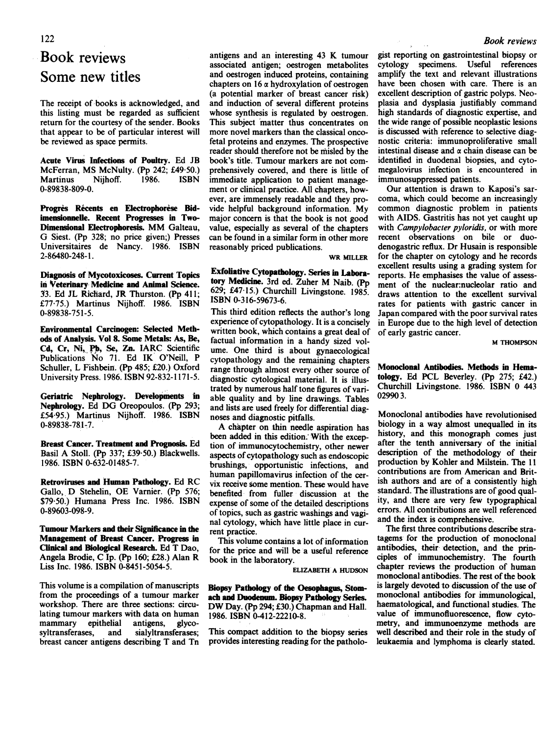# Book reviews

## Some new titles

The receipt of books is acknowledged, and this listing must be regarded as sufficient return for the courtesy of the sender. Books that appear to be of particular interest will be reviewed as space permits.

**Acute Virus Infections of Poultry.** Ed JB McFerran, MS McNulty. (Pp 242; £49·50.) Martinus Nijhoff. 1986. ISBN 0-89838-809-0.

**Progrès Récents en Electrophorèse Bidimensionnelle. Recent Progresses in Two-Dimensional Electrophoresis.** MM Galteau, G Siest. (Pp 328; no price given;) Presses Universitaires de Nancy. 1986. ISBN 2-86480-248-1.

**Diagnosis of Mycotoxicoses. Current Topics in Veterinary Medicine and Animal Science.** 33. Ed JL Richard, JR Thurston. (Pp 411; £77·75.) Martinus Nijhoff. 1986. ISBN 0-89838-751-5.

**Environmental Carcinogen: Selected Methods of Analysis. Vol 8. Some Metals: As, Be, Cd, Cr, Ni, Pb, Se, Zn.** IARC Scientific Publications No 71. Ed IK O'Neill, P Schuller, L Fishbein. (Pp 485; £20.) Oxford University Press. 1986. ISBN 92-832-1171-5.

**Geriatric Nephrology. Developments in Nephrology.** Ed DG Oreopoulos. (Pp 293; £54·95.) Martinus Nijhoff. 1986. ISBN 0-89838-781-7.

**Breast Cancer. Treatment and Prognosis.** Ed Basil A Stoll. (Pp 337; £39·50.) Blackwells. 1986. ISBN 0-632-01485-7.

**Retroviruses and Human Pathology.** Ed RC Gallo, D Stehelin, OE Varnier. (Pp 576; $79·50.) Humana Press Inc. 1986. ISBN 0-89603-098-9.

**Tumour Markers and their Significance in the Management of Breast Cancer. Progress in Clinical and Biological Research.** Ed T Dao, Angela Brodie, C Ip. (Pp 160; £28.) Alan R Liss Inc. 1986. ISBN 0-8451-5054-5.

This volume is a compilation of manuscripts from the proceedings of a tumour marker workshop. There are three sections: circulating tumour markers with data on human mammary epithelial antigens, glycosyltransferases, and sialyltransferases; breast cancer antigens describing T and Tn antigens and an interesting 43 K tumour associated antigen; oestrogen metabolites and oestrogen induced proteins, containing chapters on 16 α hydroxylation of oestrogen (a potential marker of breast cancer risk) and induction of several different proteins whose synthesis is regulated by oestrogen. This subject matter thus concentrates on more novel markers than the classical oncofetal proteins and enzymes. The prospective reader should therefore not be misled by the book's title. Tumour markers are not comprehensively covered, and there is little of immediate application to patient management or clinical practice. All chapters, however, are immensely readable and they provide helpful background information. My major concern is that the book is not good value, especially as several of the chapters can be found in a similar form in other more reasonably priced publications.

WR MILLER

**Exfoliative Cytopathology. Series in Laboratory Medicine.** 3rd ed. Zuher M Naib. (Pp 629; £47·15.) Churchill Livingstone. 1985. ISBN 0-316-59673-6.

This third edition reflects the author's long experience of cytopathology. It is a concisely written book, which contains a great deal of factual information in a handy sized volume. One third is about gynaecological cytopathology and the remaining chapters range through almost every other source of diagnostic cytological material. It is illustrated by numerous half tone figures of variable quality and by line drawings. Tables and lists are used freely for differential diagnoses and diagnostic pitfalls.

A chapter on thin needle aspiration has been added in this edition. With the exception of immunocytochemistry, other newer aspects of cytopathology such as endoscopic brushings, opportunistic infections, and human papillomavirus infection of the cervix receive some mention. These would have benefited from fuller discussion at the expense of some of the detailed descriptions of topics, such as gastric washings and vaginal cytology, which have little place in current practice.

This volume contains a lot of information for the price and will be a useful reference book in the laboratory.

ELIZABETH A HUDSON

**Biopsy Pathology of the Oesophagus, Stomach and Duodenum. Biopsy Pathology Series.** DW Day. (Pp 294; £30.) Chapman and Hall. 1986. ISBN 0-412-22210-8.

This compact addition to the biopsy series provides interesting reading for the pathologist reporting on gastrointestinal biopsy or cytology specimens. Useful references amplify the text and relevant illustrations have been chosen with care. There is an excellent description of gastric polyps. Neoplasia and dysplasia justifiably command high standards of diagnostic expertise, and the wide range of possible neoplastic lesions is discussed with reference to selective diagnostic criteria: immunoproliferative small intestinal disease and α chain disease can be identified in duodenal biopsies, and cytomegalovirus infection is encountered in immunosuppressed patients.

Our attention is drawn to Kaposi's sarcoma, which could become an increasingly common diagnostic problem in patients with AIDS. Gastritis has not yet caught up with *Campylobacter pyloridis*, or with more recent observations on bile or duodenogastric reflux. Dr Husain is responsible for the chapter on cytology and he records excellent results using a grading system for reports. He emphasises the value of assessment of the nuclear:nucleolar ratio and draws attention to the excellent survival rates for patients with gastric cancer in Japan compared with the poor survival rates in Europe due to the high level of detection of early gastric cancer.

M THOMPSON

**Monoclonal Antibodies. Methods in Hematology.** Ed PCL Beverley. (Pp 275; £42.) Churchill Livingstone. 1986. ISBN 0 443 02990 3.

Monoclonal antibodies have revolutionised biology in a way almost unequalled in its history, and this monograph comes just after the tenth anniversary of the initial description of the methodology of their production by Kohler and Milstein. The 11 contributions are from American and British authors and are of a consistently high standard. The illustrations are of good quality, and there are very few typographical errors. All contributions are well referenced and the index is comprehensive.

The first three contributions describe stratagems for the production of monoclonal antibodies, their detection, and the principles of immunochemistry. The fourth chapter reviews the production of human monoclonal antibodies. The rest of the book is largely devoted to discussion of the use of monoclonal antibodies for immunological, haematological, and functional studies. The value of immunofluorescence, flow cytometry, and immunoenzyme methods are well described and their role in the study of leukaemia and lymphoma is clearly stated.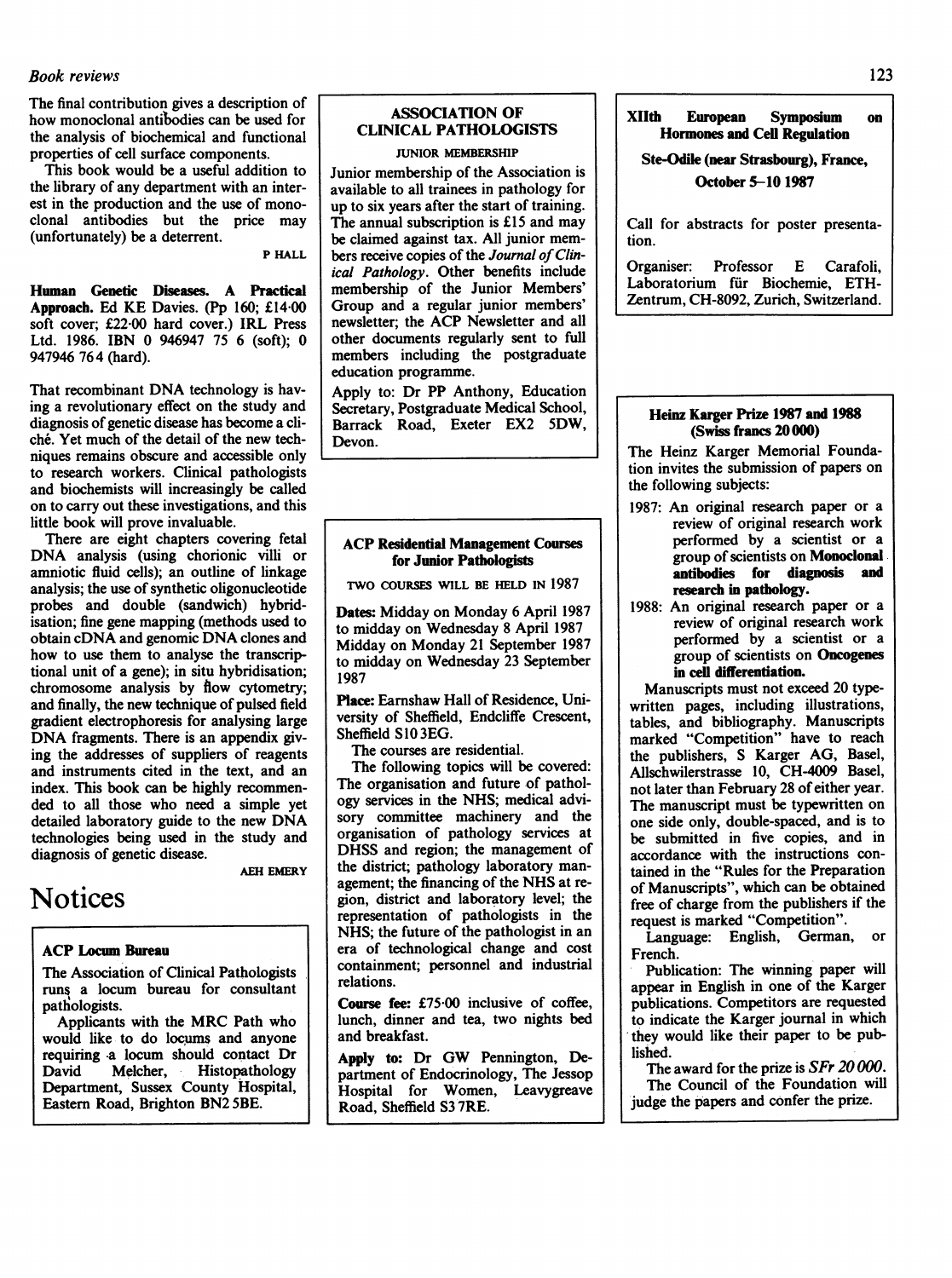The final contribution gives a description of how monoclonal antibodies can be used for the analysis of biochemical and functional properties of cell surface components.

This book would be a useful addition to the library of any department with an interest in the production and the use of monoclonal antibodies but the price may (unfortunately) be a deterrent.

P HALL

**Human Genetic Diseases. A Practical Approach.** Ed KE Davies. (Pp 160; £14·00 soft cover; £22·00 hard cover.) IRL Press Ltd. 1986. IBN 0 946947 75 6 (soft); 0 947946 76 4 (hard).

That recombinant DNA technology is having a revolutionary effect on the study and diagnosis of genetic disease has become a cliché. Yet much of the detail of the new techniques remains obscure and accessible only to research workers. Clinical pathologists and biochemists will increasingly be called on to carry out these investigations, and this little book will prove invaluable.

There are eight chapters covering fetal DNA analysis (using chorionic villi or amniotic fluid cells); an outline of linkage analysis; the use of synthetic oligonucleotide probes and double (sandwich) hybridisation; fine gene mapping (methods used to obtain cDNA and genomic DNA clones and how to use them to analyse the transcriptional unit of a gene); in situ hybridisation; chromosome analysis by flow cytometry; and finally, the new technique of pulsed field gradient electrophoresis for analysing large DNA fragments. There is an appendix giving the addresses of suppliers of reagents and instruments cited in the text, and an index. This book can be highly recommended to all those who need a simple yet detailed laboratory guide to the new DNA technologies being used in the study and diagnosis of genetic disease.

AEH EMERY

# Notices

### ACP Locum Bureau

The Association of Clinical Pathologists runs a locum bureau for consultant pathologists.

Applicants with the MRC Path who would like to do locums and anyone requiring a locum should contact Dr David Melcher, Histopathology Department, Sussex County Hospital, Eastern Road, Brighton BN2 5BE.

### ASSOCIATION OF CLINICAL PATHOLOGISTS

JUNIOR MEMBERSHIP

Junior membership of the Association is available to all trainees in pathology for up to six years after the start of training. The annual subscription is £15 and may be claimed against tax. All junior members receive copies of the *Journal of Clinical Pathology*. Other benefits include membership of the Junior Members' Group and a regular junior members' newsletter; the ACP Newsletter and all other documents regularly sent to full members including the postgraduate education programme.

Apply to: Dr PP Anthony, Education Secretary, Postgraduate Medical School, Barrack Road, Exeter EX2 5DW, Devon.

### ACP Residential Management Courses for Junior Pathologists

TWO COURSES WILL BE HELD IN 1987

**Dates:** Midday on Monday 6 April 1987 to midday on Wednesday 8 April 1987
Midday on Monday 21 September 1987 to midday on Wednesday 23 September 1987

**Place:** Earnshaw Hall of Residence, University of Sheffield, Endcliffe Crescent, Sheffield S10 3EG.

The courses are residential.

The following topics will be covered: The organisation and future of pathology services in the NHS; medical advisory committee machinery and the organisation of pathology services at DHSS and region; the management of the district; pathology laboratory management; the financing of the NHS at region, district and laboratory level; the representation of pathologists in the NHS; the future of the pathologist in an era of technological change and cost containment; personnel and industrial relations.

**Course fee:** £75·00 inclusive of coffee, lunch, dinner and tea, two nights bed and breakfast.

**Apply to:** Dr GW Pennington, Department of Endocrinology, The Jessop Hospital for Women, Leavygreave Road, Sheffield S3 7RE.

### XIIth European Symposium on Hormones and Cell Regulation

**Ste-Odile (near Strasbourg), France, October 5–10 1987**

Call for abstracts for poster presentation.

Organiser: Professor E Carafoli, Laboratorium für Biochemie, ETH-Zentrum, CH-8092, Zurich, Switzerland.

### Heinz Karger Prize 1987 and 1988 (Swiss francs 20 000)

The Heinz Karger Memorial Foundation invites the submission of papers on the following subjects:

1987: An original research paper or a review of original research work performed by a scientist or a group of scientists on **Monoclonal antibodies for diagnosis and research in pathology.**

1988: An original research paper or a review of original research work performed by a scientist or a group of scientists on **Oncogenes in cell differentiation.**

Manuscripts must not exceed 20 typewritten pages, including illustrations, tables, and bibliography. Manuscripts marked "Competition" have to reach the publishers, S Karger AG, Basel, Allschwilerstrasse 10, CH-4009 Basel, not later than February 28 of either year. The manuscript must be typewritten on one side only, double-spaced, and is to be submitted in five copies, and in accordance with the instructions contained in the "Rules for the Preparation of Manuscripts", which can be obtained free of charge from the publishers if the request is marked "Competition".

Language: English, German, or French.

Publication: The winning paper will appear in English in one of the Karger publications. Competitors are requested to indicate the Karger journal in which they would like their paper to be published.

The award for the prize is *SFr 20 000*.

The Council of the Foundation will judge the papers and confer the prize.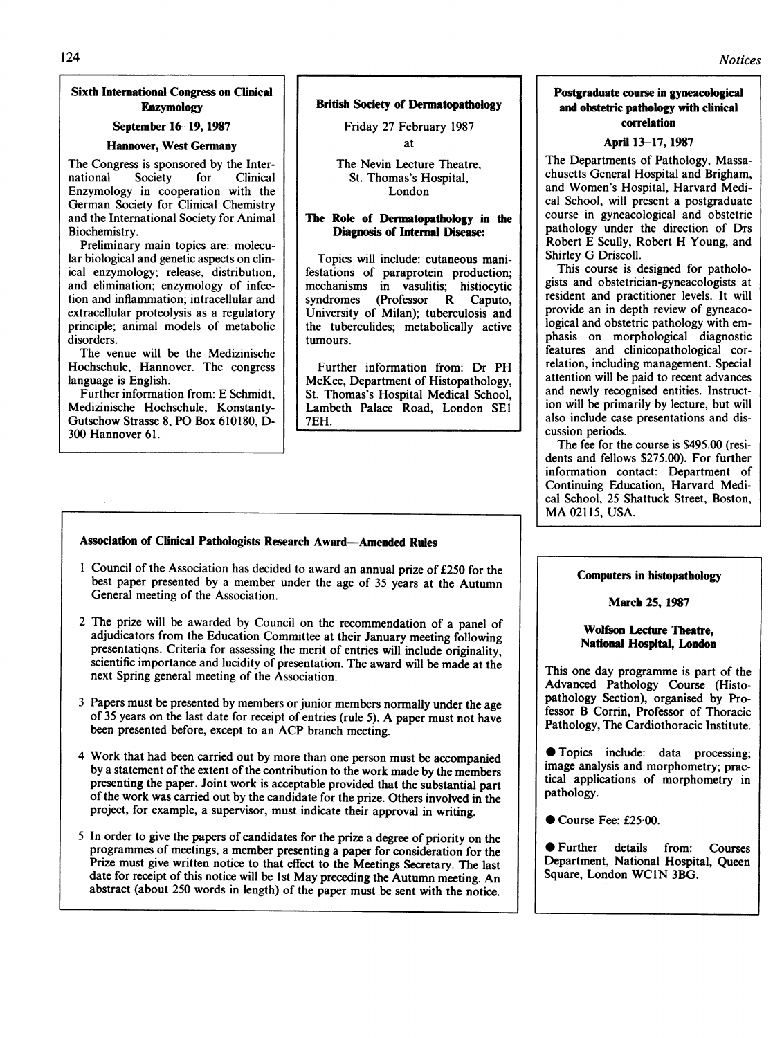## Sixth International Congress on Clinical Enzymology

**September 16–19, 1987**

**Hannover, West Germany**

The Congress is sponsored by the International Society for Clinical Enzymology in cooperation with the German Society for Clinical Chemistry and the International Society for Animal Biochemistry.

Preliminary main topics are: molecular biological and genetic aspects on clinical enzymology; release, distribution, and elimination; enzymology of infection and inflammation; intracellular and extracellular proteolysis as a regulatory principle; animal models of metabolic disorders.

The venue will be the Medizinische Hochschule, Hannover. The congress language is English.

Further information from: E Schmidt, Medizinische Hochschule, Konstanty-Gutschow Strasse 8, PO Box 610180, D-300 Hannover 61.

## British Society of Dermatopathology

Friday 27 February 1987

at

The Nevin Lecture Theatre,
St. Thomas's Hospital,
London

**The Role of Dermatopathology in the Diagnosis of Internal Disease:**

Topics will include: cutaneous manifestations of paraprotein production; mechanisms in vasulitis; histiocytic syndromes (Professor R Caputo, University of Milan); tuberculosis and the tuberculides; metabolically active tumours.

Further information from: Dr PH McKee, Department of Histopathology, St. Thomas's Hospital Medical School, Lambeth Palace Road, London SE1 7EH.

## Postgraduate course in gyneacological and obstetric pathology with clinical correlation

**April 13–17, 1987**

The Departments of Pathology, Massachusetts General Hospital and Brigham, and Women's Hospital, Harvard Medical School, will present a postgraduate course in gyneacological and obstetric pathology under the direction of Drs Robert E Scully, Robert H Young, and Shirley G Driscoll.

This course is designed for pathologists and obstetrician-gyneacologists at resident and practitioner levels. It will provide an in depth review of gyneacological and obstetric pathology with emphasis on morphological diagnostic features and clinicopathological correlation, including management. Special attention will be paid to recent advances and newly recognised entities. Instruction will be primarily by lecture, but will also include case presentations and discussion periods.

The fee for the course is $495.00 (residents and fellows $275.00). For further information contact: Department of Continuing Education, Harvard Medical School, 25 Shattuck Street, Boston, MA 02115, USA.

## Association of Clinical Pathologists Research Award—Amended Rules

1 Council of the Association has decided to award an annual prize of £250 for the best paper presented by a member under the age of 35 years at the Autumn General meeting of the Association.

2 The prize will be awarded by Council on the recommendation of a panel of adjudicators from the Education Committee at their January meeting following presentations. Criteria for assessing the merit of entries will include originality, scientific importance and lucidity of presentation. The award will be made at the next Spring general meeting of the Association.

3 Papers must be presented by members or junior members normally under the age of 35 years on the last date for receipt of entries (rule 5). A paper must not have been presented before, except to an ACP branch meeting.

4 Work that had been carried out by more than one person must be accompanied by a statement of the extent of the contribution to the work made by the members presenting the paper. Joint work is acceptable provided that the substantial part of the work was carried out by the candidate for the prize. Others involved in the project, for example, a supervisor, must indicate their approval in writing.

5 In order to give the papers of candidates for the prize a degree of priority on the programmes of meetings, a member presenting a paper for consideration for the Prize must give written notice to that effect to the Meetings Secretary. The last date for receipt of this notice will be 1st May preceding the Autumn meeting. An abstract (about 250 words in length) of the paper must be sent with the notice.

## Computers in histopathology

**March 25, 1987**

**Wolfson Lecture Theatre, National Hospital, London**

This one day programme is part of the Advanced Pathology Course (Histopathology Section), organised by Professor B Corrin, Professor of Thoracic Pathology, The Cardiothoracic Institute.

- Topics include: data processing; image analysis and morphometry; practical applications of morphometry in pathology.

- Course Fee: £25·00.

- Further details from: Courses Department, National Hospital, Queen Square, London WC1N 3BG.